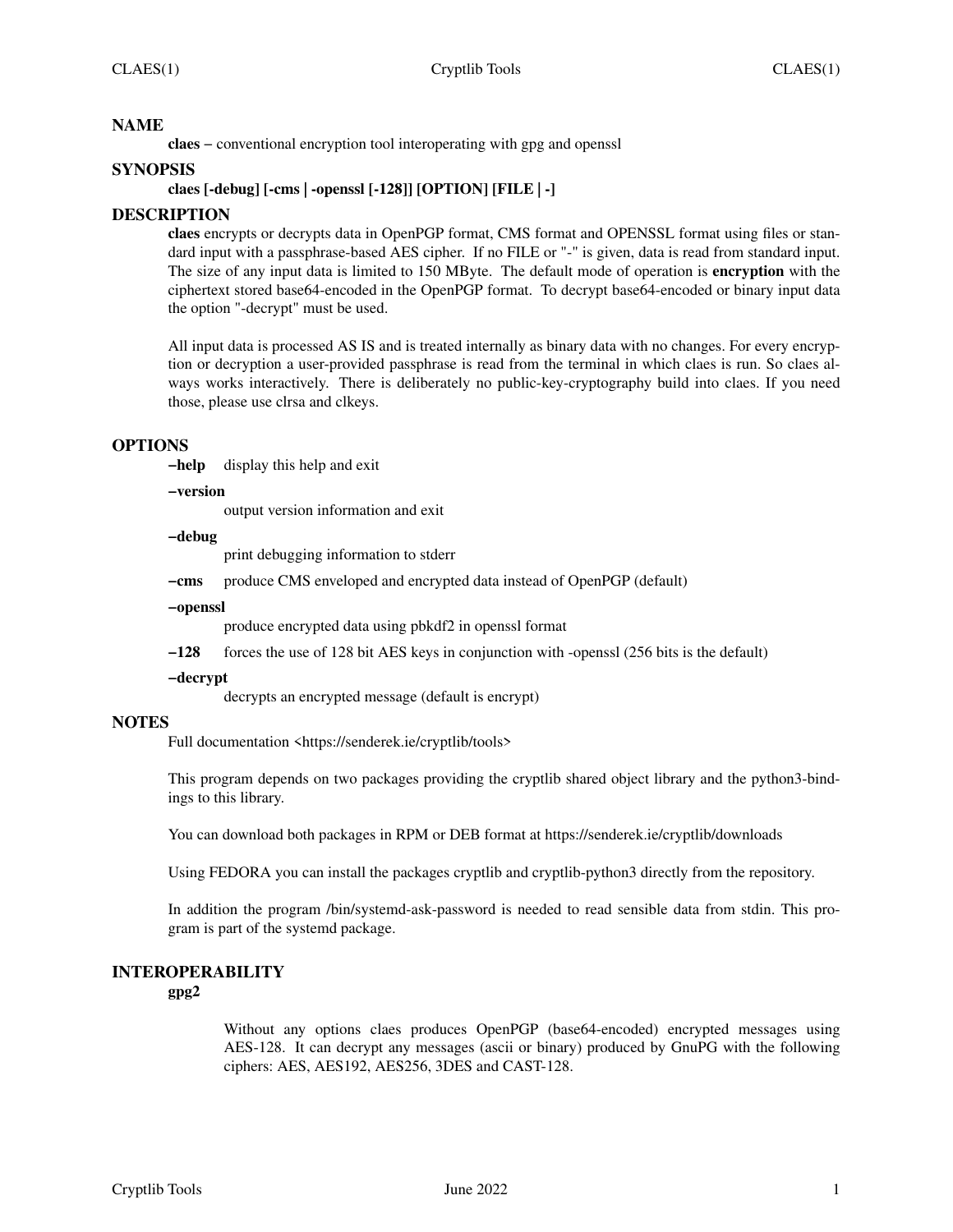## NAME

**claes** – conventional encryption tool interoperating with gpg and openssl

## SYNOPSIS

**claes [-debug] [-cms | -openssl [-128]] [OPTION] [FILE | -]**

## DESCRIPTION

**claes** encrypts or decrypts data in OpenPGP format, CMS format and OPENSSL format using files or standard input with a passphrase-based AES cipher. If no FILE or "-" is given, data is read from standard input. The size of any input data is limited to 150 MByte. The default mode of operation is **encryption** with the ciphertext stored base64-encoded in the OpenPGP format. To decrypt base64-encoded or binary input data the option "-decrypt" must be used.

All input data is processed AS IS and is treated internally as binary data with no changes. For every encryption or decryption a user-provided passphrase is read from the terminal in which claes is run. So claes always works interactively. There is deliberately no public-key-cryptography build into claes. If you need those, please use clrsa and clkeys.

## OPTIONS

**–help** display this help and exit

**–version**
output version information and exit

**–debug**
print debugging information to stderr

**–cms** produce CMS enveloped and encrypted data instead of OpenPGP (default)

**–openssl**
produce encrypted data using pbkdf2 in openssl format

**–128** forces the use of 128 bit AES keys in conjunction with -openssl (256 bits is the default)

**–decrypt**
decrypts an encrypted message (default is encrypt)

## NOTES

Full documentation <https://senderek.ie/cryptlib/tools>

This program depends on two packages providing the cryptlib shared object library and the python3-bindings to this library.

You can download both packages in RPM or DEB format at https://senderek.ie/cryptlib/downloads

Using FEDORA you can install the packages cryptlib and cryptlib-python3 directly from the repository.

In addition the program /bin/systemd-ask-password is needed to read sensible data from stdin. This program is part of the systemd package.

## INTEROPERABILITY

**gpg2**

Without any options claes produces OpenPGP (base64-encoded) encrypted messages using AES-128. It can decrypt any messages (ascii or binary) produced by GnuPG with the following ciphers: AES, AES192, AES256, 3DES and CAST-128.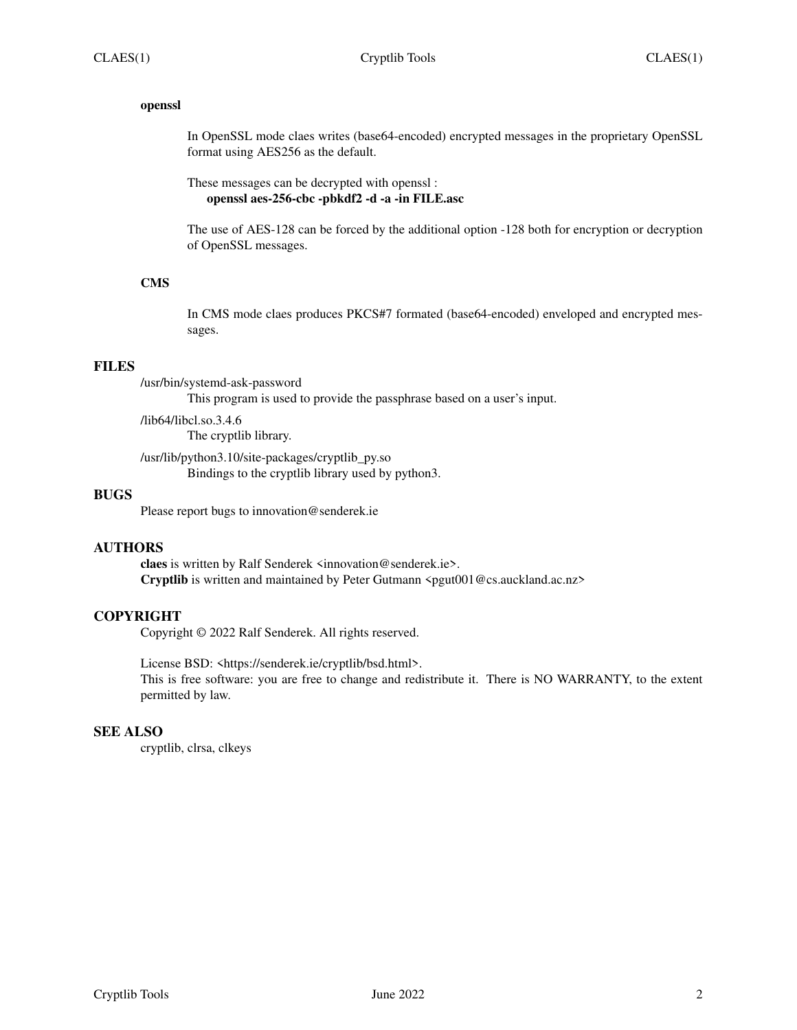**openssl**

In OpenSSL mode claes writes (base64-encoded) encrypted messages in the proprietary OpenSSL format using AES256 as the default.

These messages can be decrypted with openssl :
**openssl aes-256-cbc -pbkdf2 -d -a -in FILE.asc**

The use of AES-128 can be forced by the additional option -128 both for encryption or decryption of OpenSSL messages.

**CMS**

In CMS mode claes produces PKCS#7 formated (base64-encoded) enveloped and encrypted messages.

## FILES

/usr/bin/systemd-ask-password
This program is used to provide the passphrase based on a user's input.

/lib64/libcl.so.3.4.6
The cryptlib library.

/usr/lib/python3.10/site-packages/cryptlib_py.so
Bindings to the cryptlib library used by python3.

## BUGS

Please report bugs to innovation@senderek.ie

## AUTHORS

**claes** is written by Ralf Senderek <innovation@senderek.ie>.
**Cryptlib** is written and maintained by Peter Gutmann <pgut001@cs.auckland.ac.nz>

## COPYRIGHT

Copyright © 2022 Ralf Senderek. All rights reserved.

License BSD: <https://senderek.ie/cryptlib/bsd.html>.
This is free software: you are free to change and redistribute it. There is NO WARRANTY, to the extent permitted by law.

## SEE ALSO

cryptlib, clrsa, clkeys